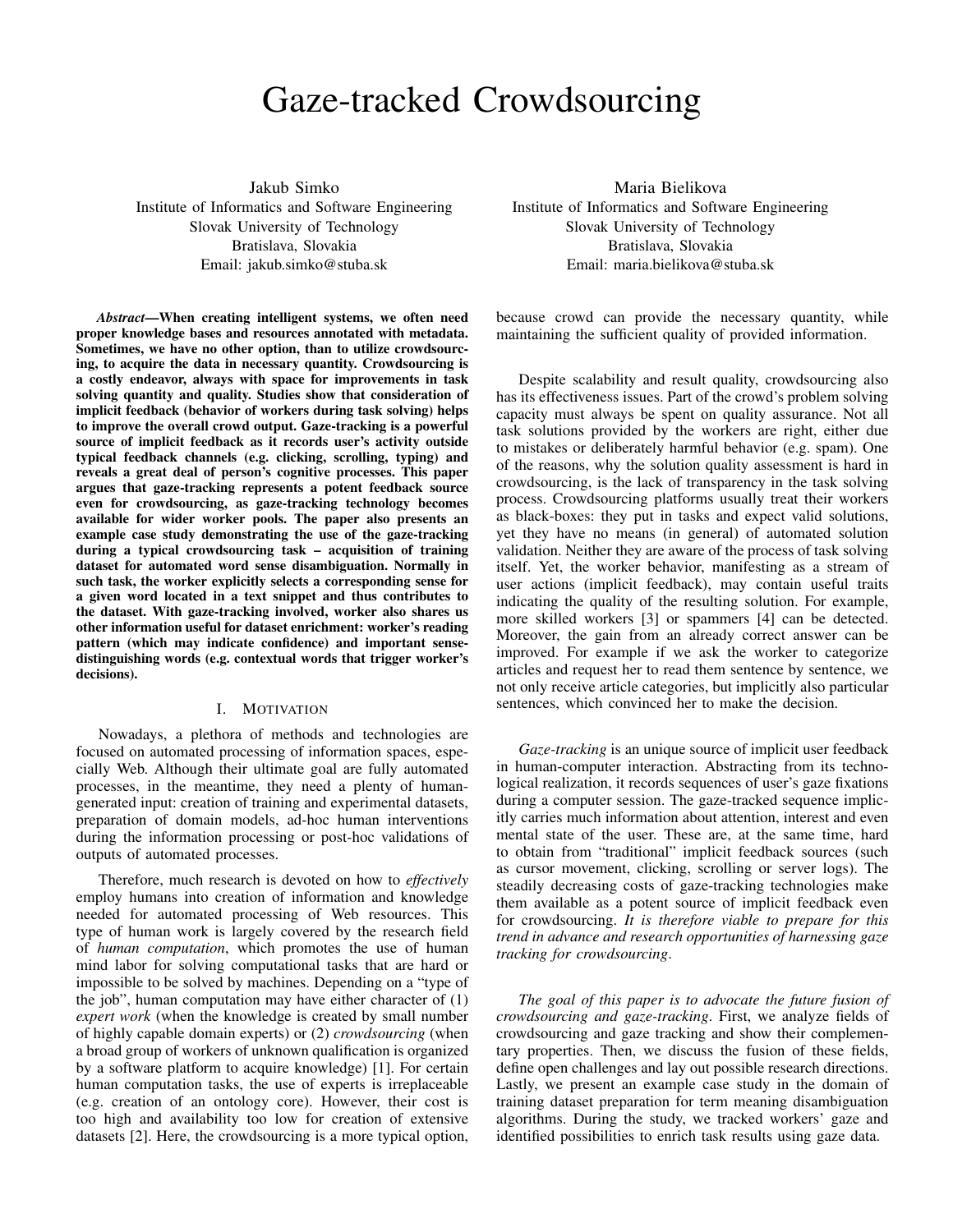# Gaze-tracked Crowdsourcing

Jakub Simko
Institute of Informatics and Software Engineering
Slovak University of Technology
Bratislava, Slovakia
Email: jakub.simko@stuba.sk

Maria Bielikova
Institute of Informatics and Software Engineering
Slovak University of Technology
Bratislava, Slovakia
Email: maria.bielikova@stuba.sk

***Abstract*—When creating intelligent systems, we often need proper knowledge bases and resources annotated with metadata. Sometimes, we have no other option, than to utilize crowdsourcing, to acquire the data in necessary quantity. Crowdsourcing is a costly endeavor, always with space for improvements in task solving quantity and quality. Studies show that consideration of implicit feedback (behavior of workers during task solving) helps to improve the overall crowd output. Gaze-tracking is a powerful source of implicit feedback as it records user's activity outside typical feedback channels (e.g. clicking, scrolling, typing) and reveals a great deal of person's cognitive processes. This paper argues that gaze-tracking represents a potent feedback source even for crowdsourcing, as gaze-tracking technology becomes available for wider worker pools. The paper also presents an example case study demonstrating the use of the gaze-tracking during a typical crowdsourcing task – acquisition of training dataset for automated word sense disambiguation. Normally in such task, the worker explicitly selects a corresponding sense for a given word located in a text snippet and thus contributes to the dataset. With gaze-tracking involved, worker also shares us other information useful for dataset enrichment: worker's reading pattern (which may indicate confidence) and important sense-distinguishing words (e.g. contextual words that trigger worker's decisions).**

## I. Motivation

Nowadays, a plethora of methods and technologies are focused on automated processing of information spaces, especially Web. Although their ultimate goal are fully automated processes, in the meantime, they need a plenty of human-generated input: creation of training and experimental datasets, preparation of domain models, ad-hoc human interventions during the information processing or post-hoc validations of outputs of automated processes.

Therefore, much research is devoted on how to *effectively* employ humans into creation of information and knowledge needed for automated processing of Web resources. This type of human work is largely covered by the research field of *human computation*, which promotes the use of human mind labor for solving computational tasks that are hard or impossible to be solved by machines. Depending on a "type of the job", human computation may have either character of (1) *expert work* (when the knowledge is created by small number of highly capable domain experts) or (2) *crowdsourcing* (when a broad group of workers of unknown qualification is organized by a software platform to acquire knowledge) [1]. For certain human computation tasks, the use of experts is irreplaceable (e.g. creation of an ontology core). However, their cost is too high and availability too low for creation of extensive datasets [2]. Here, the crowdsourcing is a more typical option, because crowd can provide the necessary quantity, while maintaining the sufficient quality of provided information.

Despite scalability and result quality, crowdsourcing also has its effectiveness issues. Part of the crowd's problem solving capacity must always be spent on quality assurance. Not all task solutions provided by the workers are right, either due to mistakes or deliberately harmful behavior (e.g. spam). One of the reasons, why the solution quality assessment is hard in crowdsourcing, is the lack of transparency in the task solving process. Crowdsourcing platforms usually treat their workers as black-boxes: they put in tasks and expect valid solutions, yet they have no means (in general) of automated solution validation. Neither they are aware of the process of task solving itself. Yet, the worker behavior, manifesting as a stream of user actions (implicit feedback), may contain useful traits indicating the quality of the resulting solution. For example, more skilled workers [3] or spammers [4] can be detected. Moreover, the gain from an already correct answer can be improved. For example if we ask the worker to categorize articles and request her to read them sentence by sentence, we not only receive article categories, but implicitly also particular sentences, which convinced her to make the decision.

*Gaze-tracking* is an unique source of implicit user feedback in human-computer interaction. Abstracting from its technological realization, it records sequences of user's gaze fixations during a computer session. The gaze-tracked sequence implicitly carries much information about attention, interest and even mental state of the user. These are, at the same time, hard to obtain from "traditional" implicit feedback sources (such as cursor movement, clicking, scrolling or server logs). The steadily decreasing costs of gaze-tracking technologies make them available as a potent source of implicit feedback even for crowdsourcing. *It is therefore viable to prepare for this trend in advance and research opportunities of harnessing gaze tracking for crowdsourcing*.

*The goal of this paper is to advocate the future fusion of crowdsourcing and gaze-tracking*. First, we analyze fields of crowdsourcing and gaze tracking and show their complementary properties. Then, we discuss the fusion of these fields, define open challenges and lay out possible research directions. Lastly, we present an example case study in the domain of training dataset preparation for term meaning disambiguation algorithms. During the study, we tracked workers' gaze and identified possibilities to enrich task results using gaze data.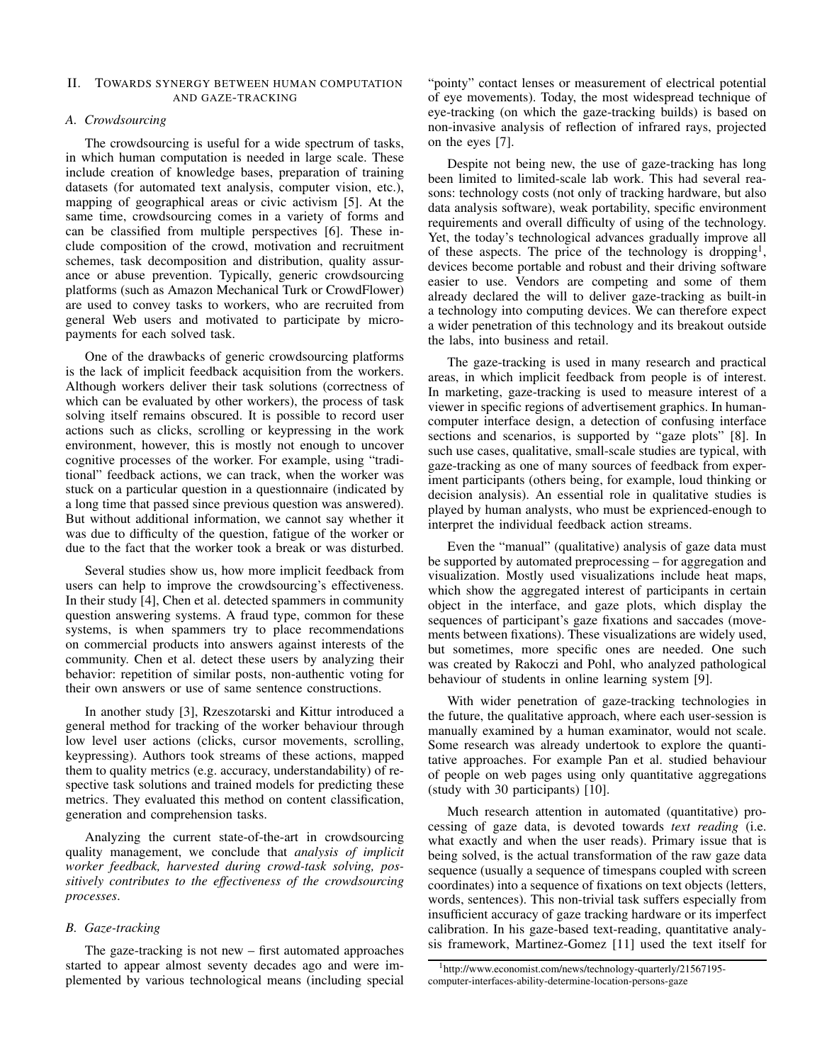## II. Towards synergy between human computation and gaze-tracking

### A. Crowdsourcing

The crowdsourcing is useful for a wide spectrum of tasks, in which human computation is needed in large scale. These include creation of knowledge bases, preparation of training datasets (for automated text analysis, computer vision, etc.), mapping of geographical areas or civic activism [5]. At the same time, crowdsourcing comes in a variety of forms and can be classified from multiple perspectives [6]. These include composition of the crowd, motivation and recruitment schemes, task decomposition and distribution, quality assurance or abuse prevention. Typically, generic crowdsourcing platforms (such as Amazon Mechanical Turk or CrowdFlower) are used to convey tasks to workers, who are recruited from general Web users and motivated to participate by micropayments for each solved task.

One of the drawbacks of generic crowdsourcing platforms is the lack of implicit feedback acquisition from the workers. Although workers deliver their task solutions (correctness of which can be evaluated by other workers), the process of task solving itself remains obscured. It is possible to record user actions such as clicks, scrolling or keypressing in the work environment, however, this is mostly not enough to uncover cognitive processes of the worker. For example, using "traditional" feedback actions, we can track, when the worker was stuck on a particular question in a questionnaire (indicated by a long time that passed since previous question was answered). But without additional information, we cannot say whether it was due to difficulty of the question, fatigue of the worker or due to the fact that the worker took a break or was disturbed.

Several studies show us, how more implicit feedback from users can help to improve the crowdsourcing's effectiveness. In their study [4], Chen et al. detected spammers in community question answering systems. A fraud type, common for these systems, is when spammers try to place recommendations on commercial products into answers against interests of the community. Chen et al. detect these users by analyzing their behavior: repetition of similar posts, non-authentic voting for their own answers or use of same sentence constructions.

In another study [3], Rzeszotarski and Kittur introduced a general method for tracking of the worker behaviour through low level user actions (clicks, cursor movements, scrolling, keypressing). Authors took streams of these actions, mapped them to quality metrics (e.g. accuracy, understandability) of respective task solutions and trained models for predicting these metrics. They evaluated this method on content classification, generation and comprehension tasks.

Analyzing the current state-of-the-art in crowdsourcing quality management, we conclude that *analysis of implicit worker feedback, harvested during crowd-task solving, positively contributes to the effectiveness of the crowdsourcing processes*.

### B. Gaze-tracking

The gaze-tracking is not new – first automated approaches started to appear almost seventy decades ago and were implemented by various technological means (including special "pointy" contact lenses or measurement of electrical potential of eye movements). Today, the most widespread technique of eye-tracking (on which the gaze-tracking builds) is based on non-invasive analysis of reflection of infrared rays, projected on the eyes [7].

Despite not being new, the use of gaze-tracking has long been limited to limited-scale lab work. This had several reasons: technology costs (not only of tracking hardware, but also data analysis software), weak portability, specific environment requirements and overall difficulty of using of the technology. Yet, the today's technological advances gradually improve all of these aspects. The price of the technology is dropping[1], devices become portable and robust and their driving software easier to use. Vendors are competing and some of them already declared the will to deliver gaze-tracking as built-in a technology into computing devices. We can therefore expect a wider penetration of this technology and its breakout outside the labs, into business and retail.

The gaze-tracking is used in many research and practical areas, in which implicit feedback from people is of interest. In marketing, gaze-tracking is used to measure interest of a viewer in specific regions of advertisement graphics. In human-computer interface design, a detection of confusing interface sections and scenarios, is supported by "gaze plots" [8]. In such use cases, qualitative, small-scale studies are typical, with gaze-tracking as one of many sources of feedback from experiment participants (others being, for example, loud thinking or decision analysis). An essential role in qualitative studies is played by human analysts, who must be exprienced-enough to interpret the individual feedback action streams.

Even the "manual" (qualitative) analysis of gaze data must be supported by automated preprocessing – for aggregation and visualization. Mostly used visualizations include heat maps, which show the aggregated interest of participants in certain object in the interface, and gaze plots, which display the sequences of participant's gaze fixations and saccades (movements between fixations). These visualizations are widely used, but sometimes, more specific ones are needed. One such was created by Rakoczi and Pohl, who analyzed pathological behaviour of students in online learning system [9].

With wider penetration of gaze-tracking technologies in the future, the qualitative approach, where each user-session is manually examined by a human examinator, would not scale. Some research was already undertook to explore the quantitative approaches. For example Pan et al. studied behaviour of people on web pages using only quantitative aggregations (study with 30 participants) [10].

Much research attention in automated (quantitative) processing of gaze data, is devoted towards *text reading* (i.e. what exactly and when the user reads). Primary issue that is being solved, is the actual transformation of the raw gaze data sequence (usually a sequence of timespans coupled with screen coordinates) into a sequence of fixations on text objects (letters, words, sentences). This non-trivial task suffers especially from insufficient accuracy of gaze tracking hardware or its imperfect calibration. In his gaze-based text-reading, quantitative analysis framework, Martinez-Gomez [11] used the text itself for

[1] http://www.economist.com/news/technology-quarterly/21567195-computer-interfaces-ability-determine-location-persons-gaze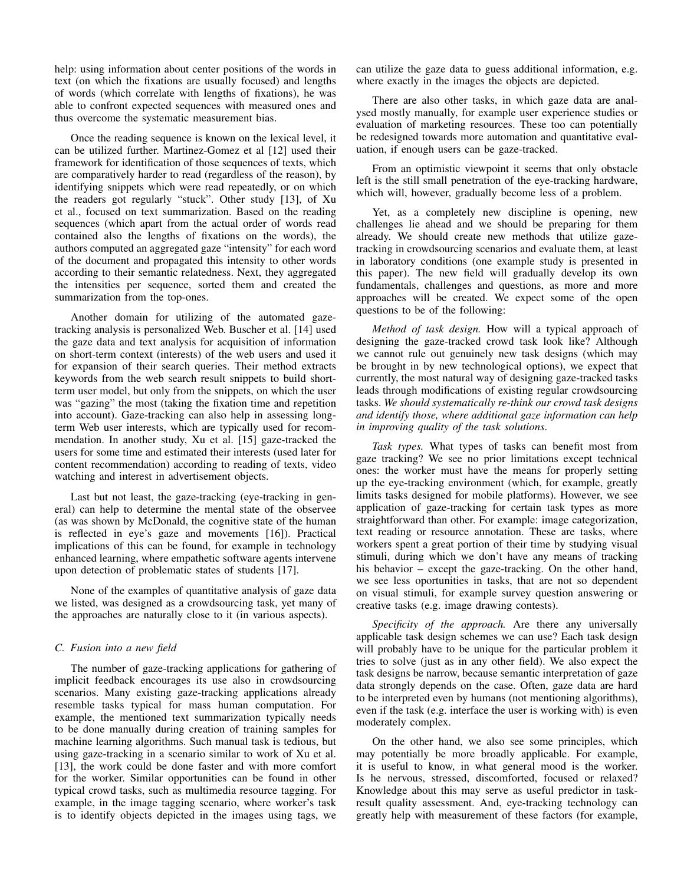help: using information about center positions of the words in text (on which the fixations are usually focused) and lengths of words (which correlate with lengths of fixations), he was able to confront expected sequences with measured ones and thus overcome the systematic measurement bias.

Once the reading sequence is known on the lexical level, it can be utilized further. Martinez-Gomez et al [12] used their framework for identification of those sequences of texts, which are comparatively harder to read (regardless of the reason), by identifying snippets which were read repeatedly, or on which the readers got regularly "stuck". Other study [13], of Xu et al., focused on text summarization. Based on the reading sequences (which apart from the actual order of words read contained also the lengths of fixations on the words), the authors computed an aggregated gaze "intensity" for each word of the document and propagated this intensity to other words according to their semantic relatedness. Next, they aggregated the intensities per sequence, sorted them and created the summarization from the top-ones.

Another domain for utilizing of the automated gaze-tracking analysis is personalized Web. Buscher et al. [14] used the gaze data and text analysis for acquisition of information on short-term context (interests) of the web users and used it for expansion of their search queries. Their method extracts keywords from the web search result snippets to build short-term user model, but only from the snippets, on which the user was "gazing" the most (taking the fixation time and repetition into account). Gaze-tracking can also help in assessing long-term Web user interests, which are typically used for recommendation. In another study, Xu et al. [15] gaze-tracked the users for some time and estimated their interests (used later for content recommendation) according to reading of texts, video watching and interest in advertisement objects.

Last but not least, the gaze-tracking (eye-tracking in general) can help to determine the mental state of the observee (as was shown by McDonald, the cognitive state of the human is reflected in eye's gaze and movements [16]). Practical implications of this can be found, for example in technology enhanced learning, where empathetic software agents intervene upon detection of problematic states of students [17].

None of the examples of quantitative analysis of gaze data we listed, was designed as a crowdsourcing task, yet many of the approaches are naturally close to it (in various aspects).

### C. Fusion into a new field

The number of gaze-tracking applications for gathering of implicit feedback encourages its use also in crowdsourcing scenarios. Many existing gaze-tracking applications already resemble tasks typical for mass human computation. For example, the mentioned text summarization typically needs to be done manually during creation of training samples for machine learning algorithms. Such manual task is tedious, but using gaze-tracking in a scenario similar to work of Xu et al. [13], the work could be done faster and with more comfort for the worker. Similar opportunities can be found in other typical crowd tasks, such as multimedia resource tagging. For example, in the image tagging scenario, where worker's task is to identify objects depicted in the images using tags, we can utilize the gaze data to guess additional information, e.g. where exactly in the images the objects are depicted.

There are also other tasks, in which gaze data are analysed mostly manually, for example user experience studies or evaluation of marketing resources. These too can potentially be redesigned towards more automation and quantitative evaluation, if enough users can be gaze-tracked.

From an optimistic viewpoint it seems that only obstacle left is the still small penetration of the eye-tracking hardware, which will, however, gradually become less of a problem.

Yet, as a completely new discipline is opening, new challenges lie ahead and we should be preparing for them already. We should create new methods that utilize gaze-tracking in crowdsourcing scenarios and evaluate them, at least in laboratory conditions (one example study is presented in this paper). The new field will gradually develop its own fundamentals, challenges and questions, as more and more approaches will be created. We expect some of the open questions to be of the following:

*Method of task design.* How will a typical approach of designing the gaze-tracked crowd task look like? Although we cannot rule out genuinely new task designs (which may be brought in by new technological options), we expect that currently, the most natural way of designing gaze-tracked tasks leads through modifications of existing regular crowdsourcing tasks. *We should systematically re-think our crowd task designs and identify those, where additional gaze information can help in improving quality of the task solutions.*

*Task types.* What types of tasks can benefit most from gaze tracking? We see no prior limitations except technical ones: the worker must have the means for properly setting up the eye-tracking environment (which, for example, greatly limits tasks designed for mobile platforms). However, we see application of gaze-tracking for certain task types as more straightforward than other. For example: image categorization, text reading or resource annotation. These are tasks, where workers spent a great portion of their time by studying visual stimuli, during which we don't have any means of tracking his behavior – except the gaze-tracking. On the other hand, we see less oportunities in tasks, that are not so dependent on visual stimuli, for example survey question answering or creative tasks (e.g. image drawing contests).

*Specificity of the approach.* Are there any universally applicable task design schemes we can use? Each task design will probably have to be unique for the particular problem it tries to solve (just as in any other field). We also expect the task designs be narrow, because semantic interpretation of gaze data strongly depends on the case. Often, gaze data are hard to be interpreted even by humans (not mentioning algorithms), even if the task (e.g. interface the user is working with) is even moderately complex.

On the other hand, we also see some principles, which may potentially be more broadly applicable. For example, it is useful to know, in what general mood is the worker. Is he nervous, stressed, discomforted, focused or relaxed? Knowledge about this may serve as useful predictor in task-result quality assessment. And, eye-tracking technology can greatly help with measurement of these factors (for example,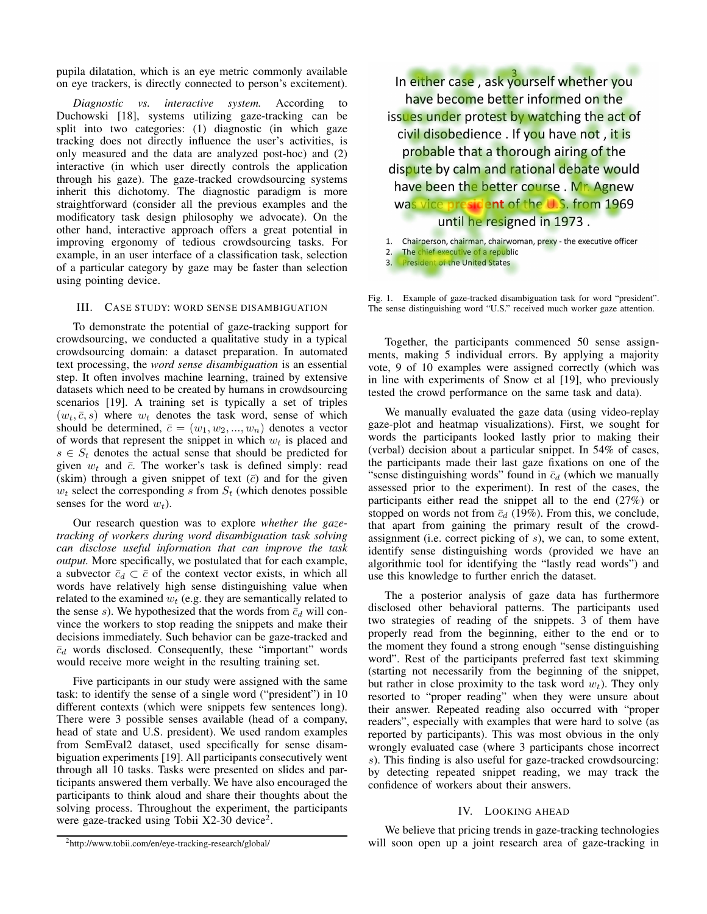pupila dilatation, which is an eye metric commonly available on eye trackers, is directly connected to person's excitement).

*Diagnostic vs. interactive system.* According to Duchowski [18], systems utilizing gaze-tracking can be split into two categories: (1) diagnostic (in which gaze tracking does not directly influence the user's activities, is only measured and the data are analyzed post-hoc) and (2) interactive (in which user directly controls the application through his gaze). The gaze-tracked crowdsourcing systems inherit this dichotomy. The diagnostic paradigm is more straightforward (consider all the previous examples and the modificatory task design philosophy we advocate). On the other hand, interactive approach offers a great potential in improving ergonomy of tedious crowdsourcing tasks. For example, in an user interface of a classification task, selection of a particular category by gaze may be faster than selection using pointing device.

## III. Case study: word sense disambiguation

To demonstrate the potential of gaze-tracking support for crowdsourcing, we conducted a qualitative study in a typical crowdsourcing domain: a dataset preparation. In automated text processing, the *word sense disambiguation* is an essential step. It often involves machine learning, trained by extensive datasets which need to be created by humans in crowdsourcing scenarios [19]. A training set is typically a set of triples $(w_t, \bar{c}, s)$ where $w_t$ denotes the task word, sense of which should be determined, $\bar{c} = (w_1, w_2, ..., w_n)$ denotes a vector of words that represent the snippet in which $w_t$ is placed and $s \in S_t$ denotes the actual sense that should be predicted for given $w_t$ and $\bar{c}$. The worker's task is defined simply: read (skim) through a given snippet of text ($\bar{c}$) and for the given $w_t$ select the corresponding $s$ from $S_t$ (which denotes possible senses for the word $w_t$).

Our research question was to explore *whether the gaze-tracking of workers during word disambiguation task solving can disclose useful information that can improve the task output.* More specifically, we postulated that for each example, a subvector $\bar{c}_d \subset \bar{c}$ of the context vector exists, in which all words have relatively high sense distinguishing value when related to the examined $w_t$ (e.g. they are semantically related to the sense $s$). We hypothesized that the words from $\bar{c}_d$ will convince the workers to stop reading the snippets and make their decisions immediately. Such behavior can be gaze-tracked and $\bar{c}_d$ words disclosed. Consequently, these "important" words would receive more weight in the resulting training set.

Five participants in our study were assigned with the same task: to identify the sense of a single word ("president") in 10 different contexts (which were snippets few sentences long). There were 3 possible senses available (head of a company, head of state and U.S. president). We used random examples from SemEval2 dataset, used specifically for sense disambiguation experiments [19]. All participants consecutively went through all 10 tasks. Tasks were presented on slides and participants answered them verbally. We have also encouraged the participants to think aloud and share their thoughts about the solving process. Throughout the experiment, the participants were gaze-tracked using Tobii X2-30 device[2].

[2]http://www.tobii.com/en/eye-tracking-research/global/

Fig. 1. Example of gaze-tracked disambiguation task for word "president". The sense distinguishing word "U.S." received much worker gaze attention.

Together, the participants commenced 50 sense assignments, making 5 individual errors. By applying a majority vote, 9 of 10 examples were assigned correctly (which was in line with experiments of Snow et al [19], who previously tested the crowd performance on the same task and data).

We manually evaluated the gaze data (using video-replay gaze-plot and heatmap visualizations). First, we sought for words the participants looked lastly prior to making their (verbal) decision about a particular snippet. In 54% of cases, the participants made their last gaze fixations on one of the "sense distinguishing words" found in $\bar{c}_d$ (which we manually assessed prior to the experiment). In rest of the cases, the participants either read the snippet all to the end (27%) or stopped on words not from $\bar{c}_d$ (19%). From this, we conclude, that apart from gaining the primary result of the crowd-assignment (i.e. correct picking of $s$), we can, to some extent, identify sense distinguishing words (provided we have an algorithmic tool for identifying the "lastly read words") and use this knowledge to further enrich the dataset.

The a posterior analysis of gaze data has furthermore disclosed other behavioral patterns. The participants used two strategies of reading of the snippets. 3 of them have properly read from the beginning, either to the end or to the moment they found a strong enough "sense distinguishing word". Rest of the participants preferred fast text skimming (starting not necessarily from the beginning of the snippet, but rather in close proximity to the task word $w_t$). They only resorted to "proper reading" when they were unsure about their answer. Repeated reading also occurred with "proper readers", especially with examples that were hard to solve (as reported by participants). This was most obvious in the only wrongly evaluated case (where 3 participants chose incorrect $s$). This finding is also useful for gaze-tracked crowdsourcing: by detecting repeated snippet reading, we may track the confidence of workers about their answers.

## IV. Looking ahead

We believe that pricing trends in gaze-tracking technologies will soon open up a joint research area of gaze-tracking in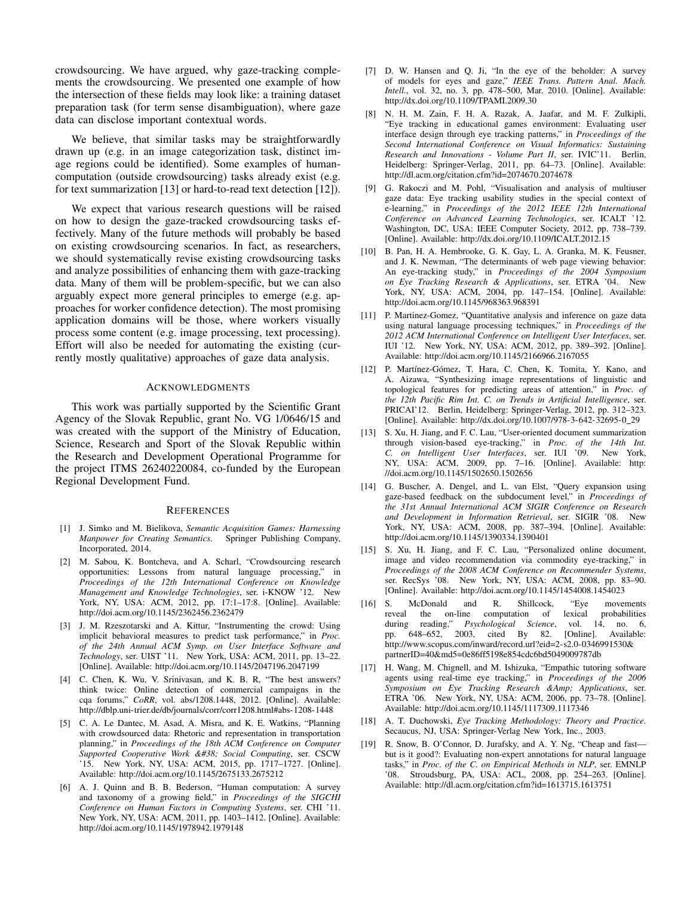crowdsourcing. We have argued, why gaze-tracking complements the crowdsourcing. We presented one example of how the intersection of these fields may look like: a training dataset preparation task (for term sense disambiguation), where gaze data can disclose important contextual words.

We believe, that similar tasks may be straightforwardly drawn up (e.g. in an image categorization task, distinct image regions could be identified). Some examples of human-computation (outside crowdsourcing) tasks already exist (e.g. for text summarization [13] or hard-to-read text detection [12]).

We expect that various research questions will be raised on how to design the gaze-tracked crowdsourcing tasks effectively. Many of the future methods will probably be based on existing crowdsourcing scenarios. In fact, as researchers, we should systematically revise existing crowdsourcing tasks and analyze possibilities of enhancing them with gaze-tracking data. Many of them will be problem-specific, but we can also arguably expect more general principles to emerge (e.g. approaches for worker confidence detection). The most promising application domains will be those, where workers visually process some content (e.g. image processing, text processing). Effort will also be needed for automating the existing (currently mostly qualitative) approaches of gaze data analysis.

## Acknowledgments

This work was partially supported by the Scientific Grant Agency of the Slovak Republic, grant No. VG 1/0646/15 and was created with the support of the Ministry of Education, Science, Research and Sport of the Slovak Republic within the Research and Development Operational Programme for the project ITMS 26240220084, co-funded by the European Regional Development Fund.

## References

[1] J. Simko and M. Bielikova, *Semantic Acquisition Games: Harnessing Manpower for Creating Semantics*. Springer Publishing Company, Incorporated, 2014.

[2] M. Sabou, K. Bontcheva, and A. Scharl, "Crowdsourcing research opportunities: Lessons from natural language processing," in *Proceedings of the 12th International Conference on Knowledge Management and Knowledge Technologies*, ser. i-KNOW '12. New York, NY, USA: ACM, 2012, pp. 17:1–17:8. [Online]. Available: http://doi.acm.org/10.1145/2362456.2362479

[3] J. M. Rzeszotarski and A. Kittur, "Instrumenting the crowd: Using implicit behavioral measures to predict task performance," in *Proc. of the 24th Annual ACM Symp. on User Interface Software and Technology*, ser. UIST '11. New York, USA: ACM, 2011, pp. 13–22. [Online]. Available: http://doi.acm.org/10.1145/2047196.2047199

[4] C. Chen, K. Wu, V. Srinivasan, and K. B. R, "The best answers? think twice: Online detection of commercial campaigns in the cqa forums," *CoRR*, vol. abs/1208.1448, 2012. [Online]. Available: http://dblp.uni-trier.de/db/journals/corr/corr1208.html#abs-1208-1448

[5] C. A. Le Dantec, M. Asad, A. Misra, and K. E. Watkins, "Planning with crowdsourced data: Rhetoric and representation in transportation planning," in *Proceedings of the 18th ACM Conference on Computer Supported Cooperative Work &#38; Social Computing*, ser. CSCW '15. New York, NY, USA: ACM, 2015, pp. 1717–1727. [Online]. Available: http://doi.acm.org/10.1145/2675133.2675212

[6] A. J. Quinn and B. B. Bederson, "Human computation: A survey and taxonomy of a growing field," in *Proceedings of the SIGCHI Conference on Human Factors in Computing Systems*, ser. CHI '11. New York, NY, USA: ACM, 2011, pp. 1403–1412. [Online]. Available: http://doi.acm.org/10.1145/1978942.1979148

[7] D. W. Hansen and Q. Ji, "In the eye of the beholder: A survey of models for eyes and gaze," *IEEE Trans. Pattern Anal. Mach. Intell.*, vol. 32, no. 3, pp. 478–500, Mar. 2010. [Online]. Available: http://dx.doi.org/10.1109/TPAMI.2009.30

[8] N. H. M. Zain, F. H. A. Razak, A. Jaafar, and M. F. Zulkipli, "Eye tracking in educational games environment: Evaluating user interface design through eye tracking patterns," in *Proceedings of the Second International Conference on Visual Informatics: Sustaining Research and Innovations - Volume Part II*, ser. IVIC'11. Berlin, Heidelberg: Springer-Verlag, 2011, pp. 64–73. [Online]. Available: http://dl.acm.org/citation.cfm?id=2074670.2074678

[9] G. Rakoczi and M. Pohl, "Visualisation and analysis of multiuser gaze data: Eye tracking usability studies in the special context of e-learning," in *Proceedings of the 2012 IEEE 12th International Conference on Advanced Learning Technologies*, ser. ICALT '12. Washington, DC, USA: IEEE Computer Society, 2012, pp. 738–739. [Online]. Available: http://dx.doi.org/10.1109/ICALT.2012.15

[10] B. Pan, H. A. Hembrooke, G. K. Gay, L. A. Granka, M. K. Feusner, and J. K. Newman, "The determinants of web page viewing behavior: An eye-tracking study," in *Proceedings of the 2004 Symposium on Eye Tracking Research & Applications*, ser. ETRA '04. New York, NY, USA: ACM, 2004, pp. 147–154. [Online]. Available: http://doi.acm.org/10.1145/968363.968391

[11] P. Martinez-Gomez, "Quantitative analysis and inference on gaze data using natural language processing techniques," in *Proceedings of the 2012 ACM International Conference on Intelligent User Interfaces*, ser. IUI '12. New York, NY, USA: ACM, 2012, pp. 389–392. [Online]. Available: http://doi.acm.org/10.1145/2166966.2167055

[12] P. Martínez-Gómez, T. Hara, C. Chen, K. Tomita, Y. Kano, and A. Aizawa, "Synthesizing image representations of linguistic and topological features for predicting areas of attention," in *Proc. of the 12th Pacific Rim Int. C. on Trends in Artificial Intelligence*, ser. PRICAI'12. Berlin, Heidelberg: Springer-Verlag, 2012, pp. 312–323. [Online]. Available: http://dx.doi.org/10.1007/978-3-642-32695-0_29

[13] S. Xu, H. Jiang, and F. C. Lau, "User-oriented document summarization through vision-based eye-tracking," in *Proc. of the 14th Int. C. on Intelligent User Interfaces*, ser. IUI '09. New York, NY, USA: ACM, 2009, pp. 7–16. [Online]. Available: http://doi.acm.org/10.1145/1502650.1502656

[14] G. Buscher, A. Dengel, and L. van Elst, "Query expansion using gaze-based feedback on the subdocument level," in *Proceedings of the 31st Annual International ACM SIGIR Conference on Research and Development in Information Retrieval*, ser. SIGIR '08. New York, NY, USA: ACM, 2008, pp. 387–394. [Online]. Available: http://doi.acm.org/10.1145/1390334.1390401

[15] S. Xu, H. Jiang, and F. C. Lau, "Personalized online document, image and video recommendation via commodity eye-tracking," in *Proceedings of the 2008 ACM Conference on Recommender Systems*, ser. RecSys '08. New York, NY, USA: ACM, 2008, pp. 83–90. [Online]. Available: http://doi.acm.org/10.1145/1454008.1454023

[16] S. McDonald and R. Shillcock, "Eye movements reveal the on-line computation of lexical probabilities during reading," *Psychological Science*, vol. 14, no. 6, pp. 648–652, 2003, cited By 82. [Online]. Available: http://www.scopus.com/inward/record.url?eid=2-s2.0-0346991530&partnerID=40&md5=0e86ff5198e854cdc6bd5049009787db

[17] H. Wang, M. Chignell, and M. Ishizuka, "Empathic tutoring software agents using real-time eye tracking," in *Proceedings of the 2006 Symposium on Eye Tracking Research &Amp; Applications*, ser. ETRA '06. New York, NY, USA: ACM, 2006, pp. 73–78. [Online]. Available: http://doi.acm.org/10.1145/1117309.1117346

[18] A. T. Duchowski, *Eye Tracking Methodology: Theory and Practice*. Secaucus, NJ, USA: Springer-Verlag New York, Inc., 2003.

[19] R. Snow, B. O'Connor, D. Jurafsky, and A. Y. Ng, "Cheap and fast—but is it good?: Evaluating non-expert annotations for natural language tasks," in *Proc. of the C. on Empirical Methods in NLP*, ser. EMNLP '08. Stroudsburg, PA, USA: ACL, 2008, pp. 254–263. [Online]. Available: http://dl.acm.org/citation.cfm?id=1613715.1613751